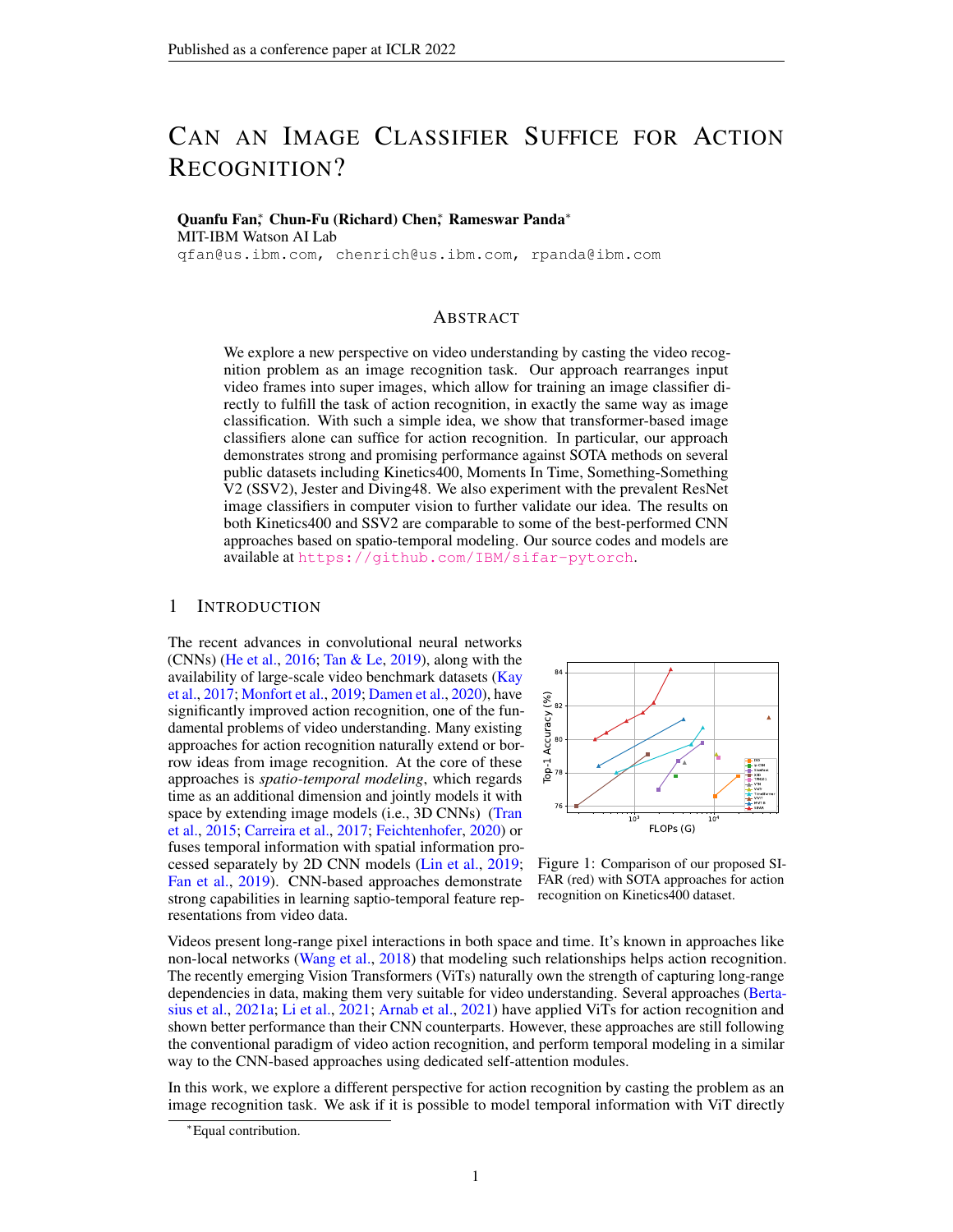# Can an Image Classifier Suffice for Action Recognition?

**Quanfu Fan[*], Chun-Fu (Richard) Chen[*], Rameswar Panda[*]**
MIT-IBM Watson AI Lab
qfan@us.ibm.com, chenrich@us.ibm.com, rpanda@ibm.com

## Abstract

We explore a new perspective on video understanding by casting the video recognition problem as an image recognition task. Our approach rearranges input video frames into super images, which allow for training an image classifier directly to fulfill the task of action recognition, in exactly the same way as image classification. With such a simple idea, we show that transformer-based image classifiers alone can suffice for action recognition. In particular, our approach demonstrates strong and promising performance against SOTA methods on several public datasets including Kinetics400, Moments In Time, Something-Something V2 (SSV2), Jester and Diving48. We also experiment with the prevalent ResNet image classifiers in computer vision to further validate our idea. The results on both Kinetics400 and SSV2 are comparable to some of the best-performed CNN approaches based on spatio-temporal modeling. Our source codes and models are available at https://github.com/IBM/sifar-pytorch.

## 1 Introduction

The recent advances in convolutional neural networks (CNNs) (He et al., 2016; Tan & Le, 2019), along with the availability of large-scale video benchmark datasets (Kay et al., 2017; Monfort et al., 2019; Damen et al., 2020), have significantly improved action recognition, one of the fundamental problems of video understanding. Many existing approaches for action recognition naturally extend or borrow ideas from image recognition. At the core of these approaches is *spatio-temporal modeling*, which regards time as an additional dimension and jointly models it with space by extending image models (i.e., 3D CNNs) (Tran et al., 2015; Carreira et al., 2017; Feichtenhofer, 2020) or fuses temporal information with spatial information processed separately by 2D CNN models (Lin et al., 2019; Fan et al., 2019). CNN-based approaches demonstrate strong capabilities in learning saptio-temporal feature representations from video data.

Figure 1: Comparison of our proposed SIFAR (red) with SOTA approaches for action recognition on Kinetics400 dataset.

Videos present long-range pixel interactions in both space and time. It's known in approaches like non-local networks (Wang et al., 2018) that modeling such relationships helps action recognition. The recently emerging Vision Transformers (ViTs) naturally own the strength of capturing long-range dependencies in data, making them very suitable for video understanding. Several approaches (Bertasius et al., 2021a; Li et al., 2021; Arnab et al., 2021) have applied ViTs for action recognition and shown better performance than their CNN counterparts. However, these approaches are still following the conventional paradigm of video action recognition, and perform temporal modeling in a similar way to the CNN-based approaches using dedicated self-attention modules.

In this work, we explore a different perspective for action recognition by casting the problem as an image recognition task. We ask if it is possible to model temporal information with ViT directly

[*]Equal contribution.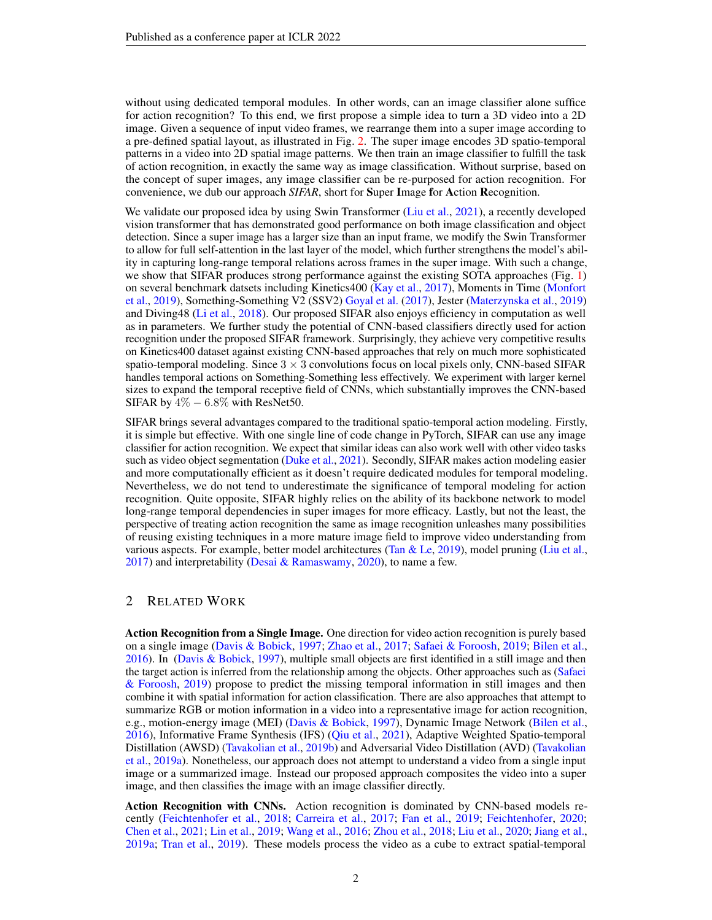without using dedicated temporal modules. In other words, can an image classifier alone suffice for action recognition? To this end, we first propose a simple idea to turn a 3D video into a 2D image. Given a sequence of input video frames, we rearrange them into a super image according to a pre-defined spatial layout, as illustrated in Fig. 2. The super image encodes 3D spatio-temporal patterns in a video into 2D spatial image patterns. We then train an image classifier to fulfill the task of action recognition, in exactly the same way as image classification. Without surprise, based on the concept of super images, any image classifier can be re-purposed for action recognition. For convenience, we dub our approach *SIFAR*, short for **S**uper **I**mage **f**or **A**ction **R**ecognition.

We validate our proposed idea by using Swin Transformer (Liu et al., 2021), a recently developed vision transformer that has demonstrated good performance on both image classification and object detection. Since a super image has a larger size than an input frame, we modify the Swin Transformer to allow for full self-attention in the last layer of the model, which further strengthens the model's ability in capturing long-range temporal relations across frames in the super image. With such a change, we show that SIFAR produces strong performance against the existing SOTA approaches (Fig. 1) on several benchmark datsets including Kinetics400 (Kay et al., 2017), Moments in Time (Monfort et al., 2019), Something-Something V2 (SSV2) Goyal et al. (2017), Jester (Materzynska et al., 2019) and Diving48 (Li et al., 2018). Our proposed SIFAR also enjoys efficiency in computation as well as in parameters. We further study the potential of CNN-based classifiers directly used for action recognition under the proposed SIFAR framework. Surprisingly, they achieve very competitive results on Kinetics400 dataset against existing CNN-based approaches that rely on much more sophisticated spatio-temporal modeling. Since $3 \times 3$ convolutions focus on local pixels only, CNN-based SIFAR handles temporal actions on Something-Something less effectively. We experiment with larger kernel sizes to expand the temporal receptive field of CNNs, which substantially improves the CNN-based SIFAR by $4\% - 6.8\%$ with ResNet50.

SIFAR brings several advantages compared to the traditional spatio-temporal action modeling. Firstly, it is simple but effective. With one single line of code change in PyTorch, SIFAR can use any image classifier for action recognition. We expect that similar ideas can also work well with other video tasks such as video object segmentation (Duke et al., 2021). Secondly, SIFAR makes action modeling easier and more computationally efficient as it doesn't require dedicated modules for temporal modeling. Nevertheless, we do not tend to underestimate the significance of temporal modeling for action recognition. Quite opposite, SIFAR highly relies on the ability of its backbone network to model long-range temporal dependencies in super images for more efficacy. Lastly, but not the least, the perspective of treating action recognition the same as image recognition unleashes many possibilities of reusing existing techniques in a more mature image field to improve video understanding from various aspects. For example, better model architectures (Tan & Le, 2019), model pruning (Liu et al., 2017) and interpretability (Desai & Ramaswamy, 2020), to name a few.

## 2 Related Work

**Action Recognition from a Single Image.** One direction for video action recognition is purely based on a single image (Davis & Bobick, 1997; Zhao et al., 2017; Safaei & Foroosh, 2019; Bilen et al., 2016). In (Davis & Bobick, 1997), multiple small objects are first identified in a still image and then the target action is inferred from the relationship among the objects. Other approaches such as (Safaei & Foroosh, 2019) propose to predict the missing temporal information in still images and then combine it with spatial information for action classification. There are also approaches that attempt to summarize RGB or motion information in a video into a representative image for action recognition, e.g., motion-energy image (MEI) (Davis & Bobick, 1997), Dynamic Image Network (Bilen et al., 2016), Informative Frame Synthesis (IFS) (Qiu et al., 2021), Adaptive Weighted Spatio-temporal Distillation (AWSD) (Tavakolian et al., 2019b) and Adversarial Video Distillation (AVD) (Tavakolian et al., 2019a). Nonetheless, our approach does not attempt to understand a video from a single input image or a summarized image. Instead our proposed approach composites the video into a super image, and then classifies the image with an image classifier directly.

**Action Recognition with CNNs.** Action recognition is dominated by CNN-based models recently (Feichtenhofer et al., 2018; Carreira et al., 2017; Fan et al., 2019; Feichtenhofer, 2020; Chen et al., 2021; Lin et al., 2019; Wang et al., 2016; Zhou et al., 2018; Liu et al., 2020; Jiang et al., 2019a; Tran et al., 2019). These models process the video as a cube to extract spatial-temporal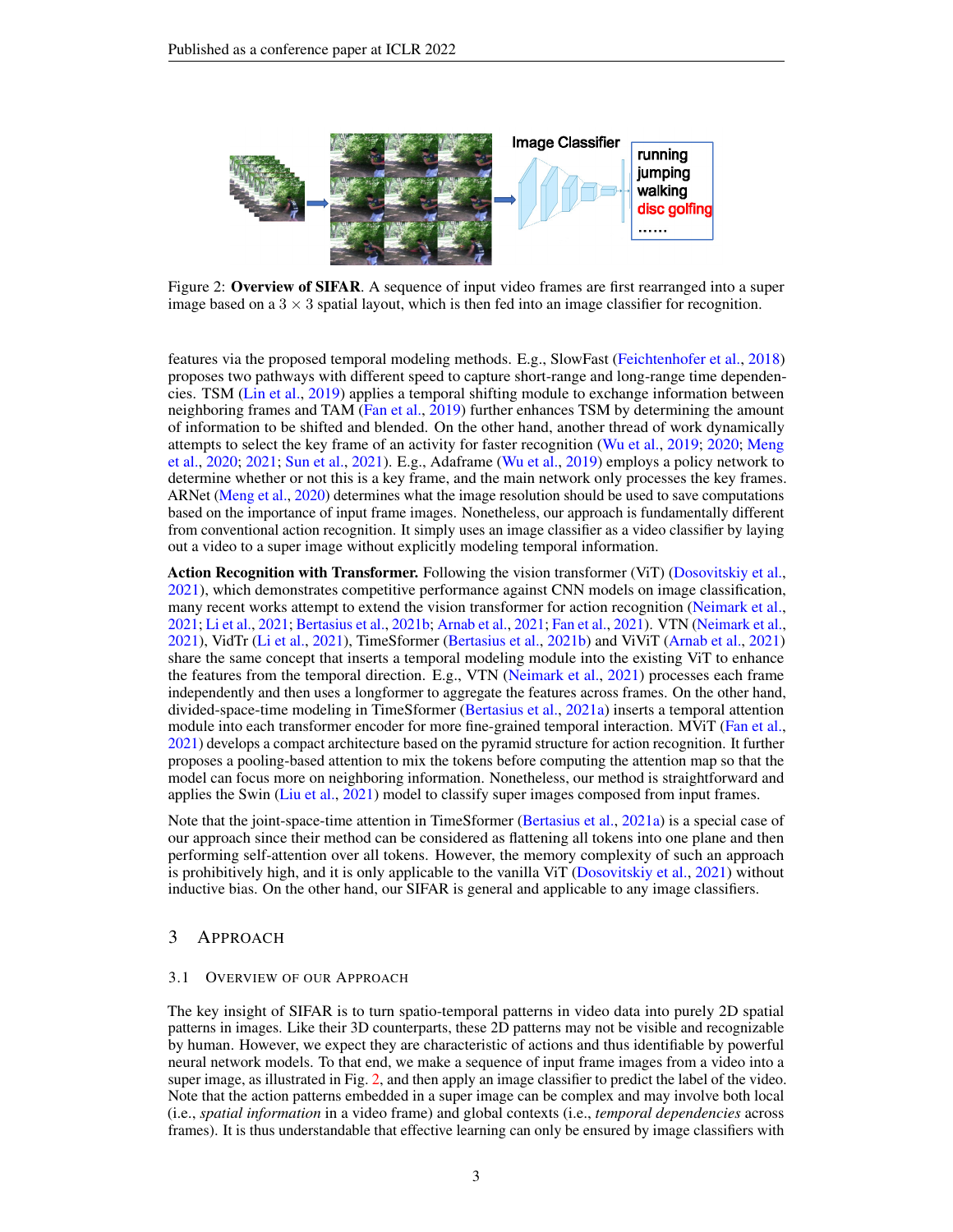Figure 2: **Overview of SIFAR**. A sequence of input video frames are first rearranged into a super image based on a $3 \times 3$ spatial layout, which is then fed into an image classifier for recognition.

features via the proposed temporal modeling methods. E.g., SlowFast (Feichtenhofer et al., 2018) proposes two pathways with different speed to capture short-range and long-range time dependencies. TSM (Lin et al., 2019) applies a temporal shifting module to exchange information between neighboring frames and TAM (Fan et al., 2019) further enhances TSM by determining the amount of information to be shifted and blended. On the other hand, another thread of work dynamically attempts to select the key frame of an activity for faster recognition (Wu et al., 2019; 2020; Meng et al., 2020; 2021; Sun et al., 2021). E.g., Adaframe (Wu et al., 2019) employs a policy network to determine whether or not this is a key frame, and the main network only processes the key frames. ARNet (Meng et al., 2020) determines what the image resolution should be used to save computations based on the importance of input frame images. Nonetheless, our approach is fundamentally different from conventional action recognition. It simply uses an image classifier as a video classifier by laying out a video to a super image without explicitly modeling temporal information.

**Action Recognition with Transformer.** Following the vision transformer (ViT) (Dosovitskiy et al., 2021), which demonstrates competitive performance against CNN models on image classification, many recent works attempt to extend the vision transformer for action recognition (Neimark et al., 2021; Li et al., 2021; Bertasius et al., 2021b; Arnab et al., 2021; Fan et al., 2021). VTN (Neimark et al., 2021), VidTr (Li et al., 2021), TimeSformer (Bertasius et al., 2021b) and ViViT (Arnab et al., 2021) share the same concept that inserts a temporal modeling module into the existing ViT to enhance the features from the temporal direction. E.g., VTN (Neimark et al., 2021) processes each frame independently and then uses a longformer to aggregate the features across frames. On the other hand, divided-space-time modeling in TimeSformer (Bertasius et al., 2021a) inserts a temporal attention module into each transformer encoder for more fine-grained temporal interaction. MViT (Fan et al., 2021) develops a compact architecture based on the pyramid structure for action recognition. It further proposes a pooling-based attention to mix the tokens before computing the attention map so that the model can focus more on neighboring information. Nonetheless, our method is straightforward and applies the Swin (Liu et al., 2021) model to classify super images composed from input frames.

Note that the joint-space-time attention in TimeSformer (Bertasius et al., 2021a) is a special case of our approach since their method can be considered as flattening all tokens into one plane and then performing self-attention over all tokens. However, the memory complexity of such an approach is prohibitively high, and it is only applicable to the vanilla ViT (Dosovitskiy et al., 2021) without inductive bias. On the other hand, our SIFAR is general and applicable to any image classifiers.

## 3 Approach

### 3.1 Overview of our Approach

The key insight of SIFAR is to turn spatio-temporal patterns in video data into purely 2D spatial patterns in images. Like their 3D counterparts, these 2D patterns may not be visible and recognizable by human. However, we expect they are characteristic of actions and thus identifiable by powerful neural network models. To that end, we make a sequence of input frame images from a video into a super image, as illustrated in Fig. 2, and then apply an image classifier to predict the label of the video. Note that the action patterns embedded in a super image can be complex and may involve both local (i.e., *spatial information* in a video frame) and global contexts (i.e., *temporal dependencies* across frames). It is thus understandable that effective learning can only be ensured by image classifiers with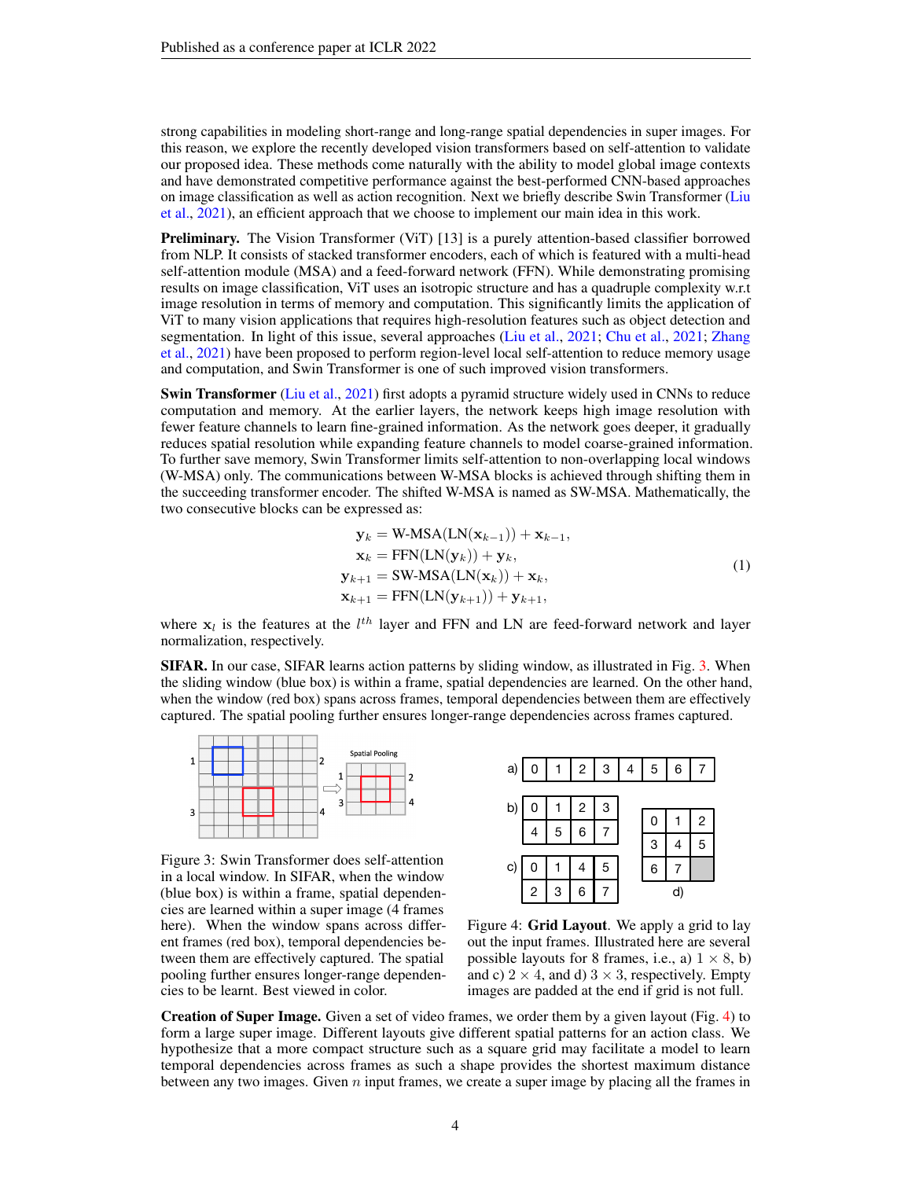strong capabilities in modeling short-range and long-range spatial dependencies in super images. For this reason, we explore the recently developed vision transformers based on self-attention to validate our proposed idea. These methods come naturally with the ability to model global image contexts and have demonstrated competitive performance against the best-performed CNN-based approaches on image classification as well as action recognition. Next we briefly describe Swin Transformer (Liu et al., 2021), an efficient approach that we choose to implement our main idea in this work.

**Preliminary.** The Vision Transformer (ViT) [13] is a purely attention-based classifier borrowed from NLP. It consists of stacked transformer encoders, each of which is featured with a multi-head self-attention module (MSA) and a feed-forward network (FFN). While demonstrating promising results on image classification, ViT uses an isotropic structure and has a quadruple complexity w.r.t image resolution in terms of memory and computation. This significantly limits the application of ViT to many vision applications that requires high-resolution features such as object detection and segmentation. In light of this issue, several approaches (Liu et al., 2021; Chu et al., 2021; Zhang et al., 2021) have been proposed to perform region-level local self-attention to reduce memory usage and computation, and Swin Transformer is one of such improved vision transformers.

**Swin Transformer** (Liu et al., 2021) first adopts a pyramid structure widely used in CNNs to reduce computation and memory. At the earlier layers, the network keeps high image resolution with fewer feature channels to learn fine-grained information. As the network goes deeper, it gradually reduces spatial resolution while expanding feature channels to model coarse-grained information. To further save memory, Swin Transformer limits self-attention to non-overlapping local windows (W-MSA) only. The communications between W-MSA blocks is achieved through shifting them in the succeeding transformer encoder. The shifted W-MSA is named as SW-MSA. Mathematically, the two consecutive blocks can be expressed as:

$$
\begin{aligned}
\mathbf{y}_k &= \text{W-MSA}(\text{LN}(\mathbf{x}_{k-1})) + \mathbf{x}_{k-1}, \\
\mathbf{x}_k &= \text{FFN}(\text{LN}(\mathbf{y}_k)) + \mathbf{y}_k, \\
\mathbf{y}_{k+1} &= \text{SW-MSA}(\text{LN}(\mathbf{x}_k)) + \mathbf{x}_k, \\
\mathbf{x}_{k+1} &= \text{FFN}(\text{LN}(\mathbf{y}_{k+1})) + \mathbf{y}_{k+1},
\end{aligned}
\tag{1}
$$

where $\mathbf{x}_l$ is the features at the $l^{th}$ layer and FFN and LN are feed-forward network and layer normalization, respectively.

**SIFAR.** In our case, SIFAR learns action patterns by sliding window, as illustrated in Fig. 3. When the sliding window (blue box) is within a frame, spatial dependencies are learned. On the other hand, when the window (red box) spans across frames, temporal dependencies between them are effectively captured. The spatial pooling further ensures longer-range dependencies across frames captured.

Figure 3: Swin Transformer does self-attention in a local window. In SIFAR, when the window (blue box) is within a frame, spatial dependencies are learned within a super image (4 frames here). When the window spans across different frames (red box), temporal dependencies between them are effectively captured. The spatial pooling further ensures longer-range dependencies to be learnt. Best viewed in color.

Figure 4: **Grid Layout**. We apply a grid to lay out the input frames. Illustrated here are several possible layouts for 8 frames, i.e., a) $1 \times 8$, b) and c) $2 \times 4$, and d) $3 \times 3$, respectively. Empty images are padded at the end if grid is not full.

**Creation of Super Image.** Given a set of video frames, we order them by a given layout (Fig. 4) to form a large super image. Different layouts give different spatial patterns for an action class. We hypothesize that a more compact structure such as a square grid may facilitate a model to learn temporal dependencies across frames as such a shape provides the shortest maximum distance between any two images. Given $n$ input frames, we create a super image by placing all the frames in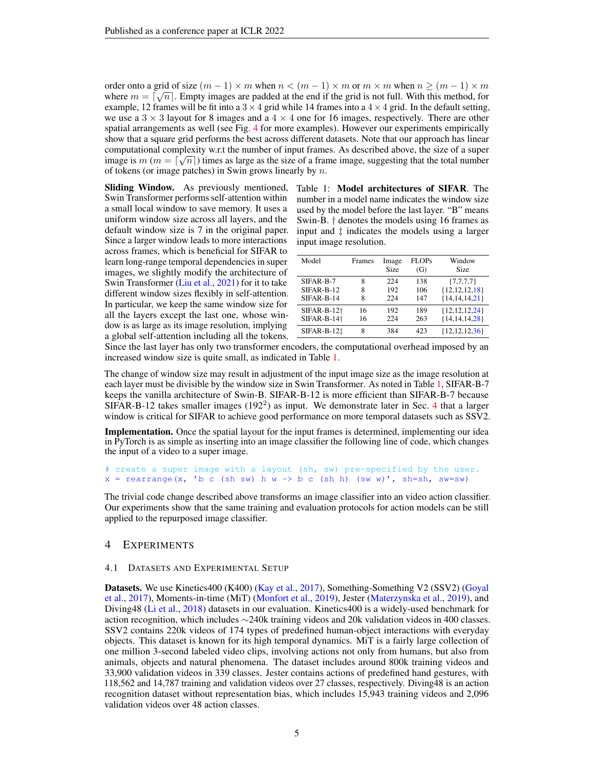order onto a grid of size $(m-1) \times m$ when $n < (m-1) \times m$ or $m \times m$ when $n \geq (m-1) \times m$ where $m = \lceil \sqrt{n} \rceil$. Empty images are padded at the end if the grid is not full. With this method, for example, 12 frames will be fit into a $3 \times 4$ grid while 14 frames into a $4 \times 4$ grid. In the default setting, we use a $3 \times 3$ layout for 8 images and a $4 \times 4$ one for 16 images, respectively. There are other spatial arrangements as well (see Fig. 4 for more examples). However our experiments empirically show that a square grid performs the best across different datasets. Note that our approach has linear computational complexity w.r.t the number of input frames. As described above, the size of a super image is $m$ ($m = \lceil \sqrt{n} \rceil$) times as large as the size of a frame image, suggesting that the total number of tokens (or image patches) in Swin grows linearly by $n$.

**Sliding Window.** As previously mentioned, Swin Transformer performs self-attention within a small local window to save memory. It uses a uniform window size across all layers, and the default window size is 7 in the original paper. Since a larger window leads to more interactions across frames, which is beneficial for SIFAR to learn long-range temporal dependencies in super images, we slightly modify the architecture of Swin Transformer (Liu et al., 2021) for it to take different window sizes flexibly in self-attention. In particular, we keep the same window size for all the layers except the last one, whose window is as large as its image resolution, implying a global self-attention including all the tokens. Since the last layer has only two transformer encoders, the computational overhead imposed by an increased window size is quite small, as indicated in Table 1.

Table 1: **Model architectures of SIFAR**. The number in a model name indicates the window size used by the model before the last layer. "B" means Swin-B. † denotes the models using 16 frames as input and ‡ indicates the models using a larger input image resolution.

| Model | Frames | Image Size | FLOPs (G) | Window Size |
|---|---|---|---|---|
| SIFAR-B-7 | 8 | 224 | 138 | {7,7,7,7} |
| SIFAR-B-12 | 8 | 192 | 106 | {12,12,12,18} |
| SIFAR-B-14 | 8 | 224 | 147 | {14,14,14,21} |
| SIFAR-B-12† | 16 | 192 | 189 | {12,12,12,24} |
| SIFAR-B-14† | 16 | 224 | 263 | {14,14,14,28} |
| SIFAR-B-12‡ | 8 | 384 | 423 | {12,12,12,36} |

The change of window size may result in adjustment of the input image size as the image resolution at each layer must be divisible by the window size in Swin Transformer. As noted in Table 1, SIFAR-B-7 keeps the vanilla architecture of Swin-B. SIFAR-B-12 is more efficient than SIFAR-B-7 because SIFAR-B-12 takes smaller images ($192^2$) as input. We demonstrate later in Sec. 4 that a larger window is critical for SIFAR to achieve good performance on more temporal datasets such as SSV2.

**Implementation.** Once the spatial layout for the input frames is determined, implementing our idea in PyTorch is as simple as inserting into an image classifier the following line of code, which changes the input of a video to a super image.

```
# create a super image with a layout (sh, sw) pre-specified by the user.
x = rearrange(x, 'b c (sh sw) h w -> b c (sh h) (sw w)', sh=sh, sw=sw)
```

The trivial code change described above transforms an image classifier into an video action classifier. Our experiments show that the same training and evaluation protocols for action models can be still applied to the repurposed image classifier.

# 4 Experiments

## 4.1 Datasets and Experimental Setup

**Datasets.** We use Kinetics400 (K400) (Kay et al., 2017), Something-Something V2 (SSV2) (Goyal et al., 2017), Moments-in-time (MiT) (Monfort et al., 2019), Jester (Materzynska et al., 2019), and Diving48 (Li et al., 2018) datasets in our evaluation. Kinetics400 is a widely-used benchmark for action recognition, which includes ~240k training videos and 20k validation videos in 400 classes. SSV2 contains 220k videos of 174 types of predefined human-object interactions with everyday objects. This dataset is known for its high temporal dynamics. MiT is a fairly large collection of one million 3-second labeled video clips, involving actions not only from humans, but also from animals, objects and natural phenomena. The dataset includes around 800k training videos and 33,900 validation videos in 339 classes. Jester contains actions of predefined hand gestures, with 118,562 and 14,787 training and validation videos over 27 classes, respectively. Diving48 is an action recognition dataset without representation bias, which includes 15,943 training videos and 2,096 validation videos over 48 action classes.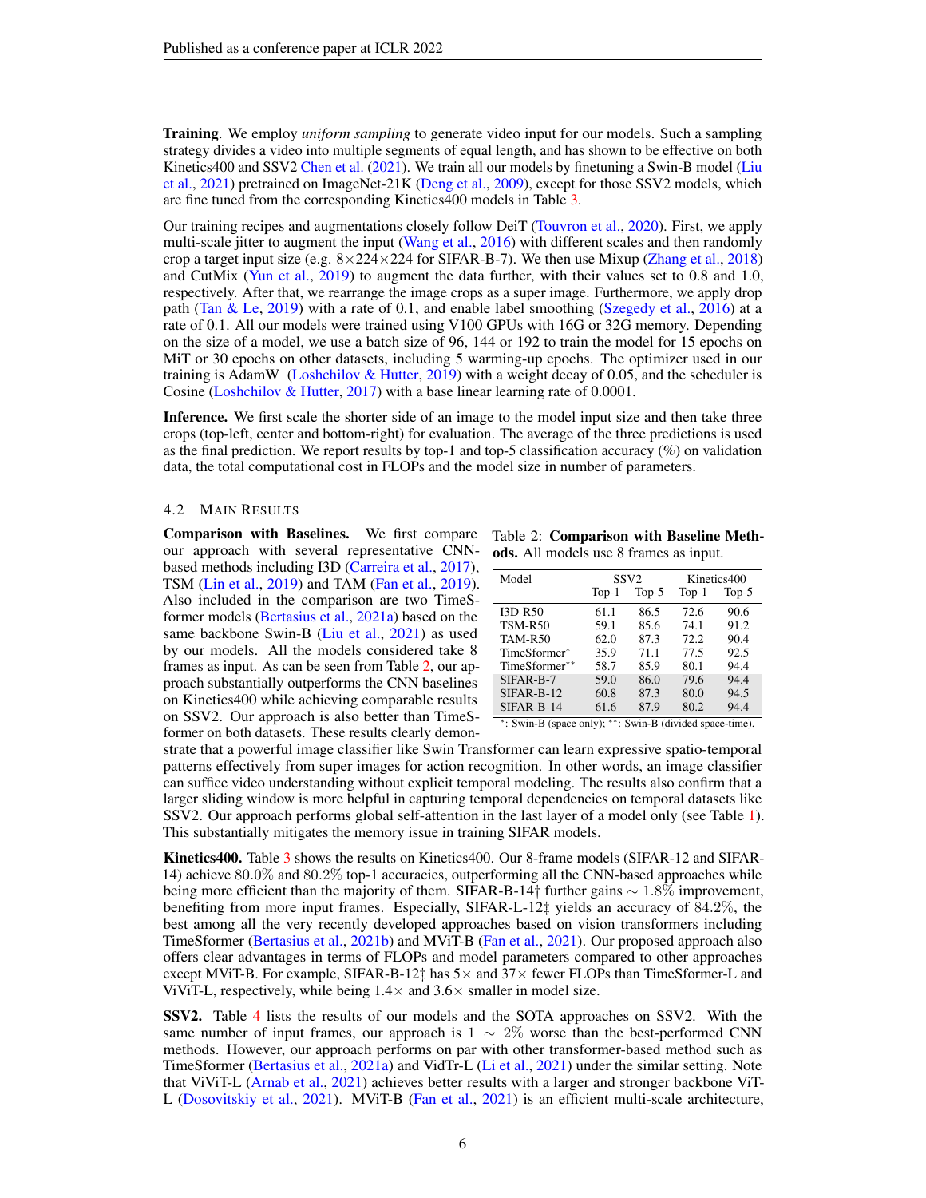**Training**. We employ *uniform sampling* to generate video input for our models. Such a sampling strategy divides a video into multiple segments of equal length, and has shown to be effective on both Kinetics400 and SSV2 Chen et al. (2021). We train all our models by finetuning a Swin-B model (Liu et al., 2021) pretrained on ImageNet-21K (Deng et al., 2009), except for those SSV2 models, which are fine tuned from the corresponding Kinetics400 models in Table 3.

Our training recipes and augmentations closely follow DeiT (Touvron et al., 2020). First, we apply multi-scale jitter to augment the input (Wang et al., 2016) with different scales and then randomly crop a target input size (e.g. 8×224×224 for SIFAR-B-7). We then use Mixup (Zhang et al., 2018) and CutMix (Yun et al., 2019) to augment the data further, with their values set to 0.8 and 1.0, respectively. After that, we rearrange the image crops as a super image. Furthermore, we apply drop path (Tan & Le, 2019) with a rate of 0.1, and enable label smoothing (Szegedy et al., 2016) at a rate of 0.1. All our models were trained using V100 GPUs with 16G or 32G memory. Depending on the size of a model, we use a batch size of 96, 144 or 192 to train the model for 15 epochs on MiT or 30 epochs on other datasets, including 5 warming-up epochs. The optimizer used in our training is AdamW (Loshchilov & Hutter, 2019) with a weight decay of 0.05, and the scheduler is Cosine (Loshchilov & Hutter, 2017) with a base linear learning rate of 0.0001.

**Inference.** We first scale the shorter side of an image to the model input size and then take three crops (top-left, center and bottom-right) for evaluation. The average of the three predictions is used as the final prediction. We report results by top-1 and top-5 classification accuracy (%) on validation data, the total computational cost in FLOPs and the model size in number of parameters.

### 4.2 Main Results

**Comparison with Baselines.** We first compare our approach with several representative CNN-based methods including I3D (Carreira et al., 2017), TSM (Lin et al., 2019) and TAM (Fan et al., 2019). Also included in the comparison are two TimeSformer models (Bertasius et al., 2021a) based on the same backbone Swin-B (Liu et al., 2021) as used by our models. All the models considered take 8 frames as input. As can be seen from Table 2, our approach substantially outperforms the CNN baselines on Kinetics400 while achieving comparable results on SSV2. Our approach is also better than TimeSformer on both datasets. These results clearly demonstrate that a powerful image classifier like Swin Transformer can learn expressive spatio-temporal patterns effectively from super images for action recognition. In other words, an image classifier can suffice video understanding without explicit temporal modeling. The results also confirm that a larger sliding window is more helpful in capturing temporal dependencies on temporal datasets like SSV2. Our approach performs global self-attention in the last layer of a model only (see Table 1). This substantially mitigates the memory issue in training SIFAR models.

Table 2: **Comparison with Baseline Methods.** All models use 8 frames as input.

| Model | SSV2 | | Kinetics400 | |
|---|---|---|---|---|
| | Top-1 | Top-5 | Top-1 | Top-5 |
| I3D-R50 | 61.1 | 86.5 | 72.6 | 90.6 |
| TSM-R50 | 59.1 | 85.6 | 74.1 | 91.2 |
| TAM-R50 | 62.0 | 87.3 | 72.2 | 90.4 |
| TimeSformer* | 35.9 | 71.1 | 77.5 | 92.5 |
| TimeSformer** | 58.7 | 85.9 | 80.1 | 94.4 |
| SIFAR-B-7 | 59.0 | 86.0 | 79.6 | 94.4 |
| SIFAR-B-12 | 60.8 | 87.3 | 80.0 | 94.5 |
| SIFAR-B-14 | 61.6 | 87.9 | 80.2 | 94.4 |

*: Swin-B (space only); **: Swin-B (divided space-time).

**Kinetics400.** Table 3 shows the results on Kinetics400. Our 8-frame models (SIFAR-12 and SIFAR-14) achieve 80.0% and 80.2% top-1 accuracies, outperforming all the CNN-based approaches while being more efficient than the majority of them. SIFAR-B-14† further gains $\sim$ 1.8% improvement, benefiting from more input frames. Especially, SIFAR-L-12‡ yields an accuracy of 84.2%, the best among all the very recently developed approaches based on vision transformers including TimeSformer (Bertasius et al., 2021b) and MViT-B (Fan et al., 2021). Our proposed approach also offers clear advantages in terms of FLOPs and model parameters compared to other approaches except MViT-B. For example, SIFAR-B-12‡ has 5× and 37× fewer FLOPs than TimeSformer-L and ViViT-L, respectively, while being 1.4× and 3.6× smaller in model size.

**SSV2.** Table 4 lists the results of our models and the SOTA approaches on SSV2. With the same number of input frames, our approach is $1 \sim 2\%$ worse than the best-performed CNN methods. However, our approach performs on par with other transformer-based method such as TimeSformer (Bertasius et al., 2021a) and VidTr-L (Li et al., 2021) under the similar setting. Note that ViViT-L (Arnab et al., 2021) achieves better results with a larger and stronger backbone ViT-L (Dosovitskiy et al., 2021). MViT-B (Fan et al., 2021) is an efficient multi-scale architecture,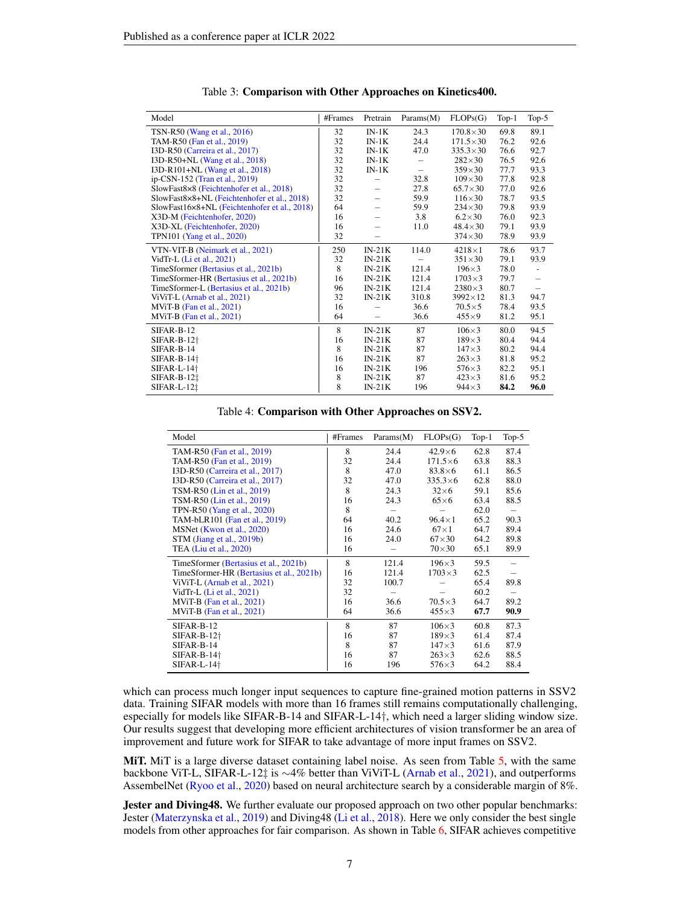Table 3: **Comparison with Other Approaches on Kinetics400.**

| Model | #Frames | Pretrain | Params(M) | FLOPs(G) | Top-1 | Top-5 |
|---|---|---|---|---|---|---|
| TSN-R50 (Wang et al., 2016) | 32 | IN-1K | 24.3 | 170.8×30 | 69.8 | 89.1 |
| TAM-R50 (Fan et al., 2019) | 32 | IN-1K | 24.4 | 171.5×30 | 76.2 | 92.6 |
| I3D-R50 (Carreira et al., 2017) | 32 | IN-1K | 47.0 | 335.3×30 | 76.6 | 92.7 |
| I3D-R50+NL (Wang et al., 2018) | 32 | IN-1K | – | 282×30 | 76.5 | 92.6 |
| I3D-R101+NL (Wang et al., 2018) | 32 | IN-1K | – | 359×30 | 77.7 | 93.3 |
| ip-CSN-152 (Tran et al., 2019) | 32 | – | 32.8 | 109×30 | 77.8 | 92.8 |
| SlowFast8×8 (Feichtenhofer et al., 2018) | 32 | – | 27.8 | 65.7×30 | 77.0 | 92.6 |
| SlowFast8×8+NL (Feichtenhofer et al., 2018) | 32 | – | 59.9 | 116×30 | 78.7 | 93.5 |
| SlowFast16×8+NL (Feichtenhofer et al., 2018) | 64 | – | 59.9 | 234×30 | 79.8 | 93.9 |
| X3D-M (Feichtenhofer, 2020) | 16 | – | 3.8 | 6.2×30 | 76.0 | 92.3 |
| X3D-XL (Feichtenhofer, 2020) | 16 | – | 11.0 | 48.4×30 | 79.1 | 93.9 |
| TPN101 (Yang et al., 2020) | 32 | – | | 374×30 | 78.9 | 93.9 |
| VTN-VIT-B (Neimark et al., 2021) | 250 | IN-21K | 114.0 | 4218×1 | 78.6 | 93.7 |
| VidTr-L (Li et al., 2021) | 32 | IN-21K | – | 351×30 | 79.1 | 93.9 |
| TimeSformer (Bertasius et al., 2021b) | 8 | IN-21K | 121.4 | 196×3 | 78.0 | - |
| TimeSformer-HR (Bertasius et al., 2021b) | 16 | IN-21K | 121.4 | 1703×3 | 79.7 | – |
| TimeSformer-L (Bertasius et al., 2021b) | 96 | IN-21K | 121.4 | 2380×3 | 80.7 | – |
| ViViT-L (Arnab et al., 2021) | 32 | IN-21K | 310.8 | 3992×12 | 81.3 | 94.7 |
| MViT-B (Fan et al., 2021) | 16 | – | 36.6 | 70.5×5 | 78.4 | 93.5 |
| MViT-B (Fan et al., 2021) | 64 | – | 36.6 | 455×9 | 81.2 | 95.1 |
| SIFAR-B-12 | 8 | IN-21K | 87 | 106×3 | 80.0 | 94.5 |
| SIFAR-B-12† | 16 | IN-21K | 87 | 189×3 | 80.4 | 94.4 |
| SIFAR-B-14 | 8 | IN-21K | 87 | 147×3 | 80.2 | 94.4 |
| SIFAR-B-14† | 16 | IN-21K | 87 | 263×3 | 81.8 | 95.2 |
| SIFAR-L-14† | 16 | IN-21K | 196 | 576×3 | 82.2 | 95.1 |
| SIFAR-B-12‡ | 8 | IN-21K | 87 | 423×3 | 81.6 | 95.2 |
| SIFAR-L-12‡ | 8 | IN-21K | 196 | 944×3 | **84.2** | **96.0** |

Table 4: **Comparison with Other Approaches on SSV2.**

| Model | #Frames | Params(M) | FLOPs(G) | Top-1 | Top-5 |
|---|---|---|---|---|---|
| TAM-R50 (Fan et al., 2019) | 8 | 24.4 | 42.9×6 | 62.8 | 87.4 |
| TAM-R50 (Fan et al., 2019) | 32 | 24.4 | 171.5×6 | 63.8 | 88.3 |
| I3D-R50 (Carreira et al., 2017) | 8 | 47.0 | 83.8×6 | 61.1 | 86.5 |
| I3D-R50 (Carreira et al., 2017) | 32 | 47.0 | 335.3×6 | 62.8 | 88.0 |
| TSM-R50 (Lin et al., 2019) | 8 | 24.3 | 32×6 | 59.1 | 85.6 |
| TSM-R50 (Lin et al., 2019) | 16 | 24.3 | 65×6 | 63.4 | 88.5 |
| TPN-R50 (Yang et al., 2020) | 8 | – | – | 62.0 | – |
| TAM-bLR101 (Fan et al., 2019) | 64 | 40.2 | 96.4×1 | 65.2 | 90.3 |
| MSNet (Kwon et al., 2020) | 16 | 24.6 | 67×1 | 64.7 | 89.4 |
| STM (Jiang et al., 2019b) | 16 | 24.0 | 67×30 | 64.2 | 89.8 |
| TEA (Liu et al., 2020) | 16 | – | 70×30 | 65.1 | 89.9 |
| TimeSformer (Bertasius et al., 2021b) | 8 | 121.4 | 196×3 | 59.5 | – |
| TimeSformer-HR (Bertasius et al., 2021b) | 16 | 121.4 | 1703×3 | 62.5 | – |
| ViViT-L (Arnab et al., 2021) | 32 | 100.7 | – | 65.4 | 89.8 |
| VidTr-L (Li et al., 2021) | 32 | – | – | 60.2 | – |
| MViT-B (Fan et al., 2021) | 16 | 36.6 | 70.5×3 | 64.7 | 89.2 |
| MViT-B (Fan et al., 2021) | 64 | 36.6 | 455×3 | **67.7** | **90.9** |
| SIFAR-B-12 | 8 | 87 | 106×3 | 60.8 | 87.3 |
| SIFAR-B-12† | 16 | 87 | 189×3 | 61.4 | 87.4 |
| SIFAR-B-14 | 8 | 87 | 147×3 | 61.6 | 87.9 |
| SIFAR-B-14† | 16 | 87 | 263×3 | 62.6 | 88.5 |
| SIFAR-L-14† | 16 | 196 | 576×3 | 64.2 | 88.4 |

which can process much longer input sequences to capture fine-grained motion patterns in SSV2 data. Training SIFAR models with more than 16 frames still remains computationally challenging, especially for models like SIFAR-B-14 and SIFAR-L-14†, which need a larger sliding window size. Our results suggest that developing more efficient architectures of vision transformer be an area of improvement and future work for SIFAR to take advantage of more input frames on SSV2.

**MiT.** MiT is a large diverse dataset containing label noise. As seen from Table 5, with the same backbone ViT-L, SIFAR-L-12‡ is ∼4% better than ViViT-L (Arnab et al., 2021), and outperforms AssembelNet (Ryoo et al., 2020) based on neural architecture search by a considerable margin of 8%.

**Jester and Diving48.** We further evaluate our proposed approach on two other popular benchmarks: Jester (Materzynska et al., 2019) and Diving48 (Li et al., 2018). Here we only consider the best single models from other approaches for fair comparison. As shown in Table 6, SIFAR achieves competitive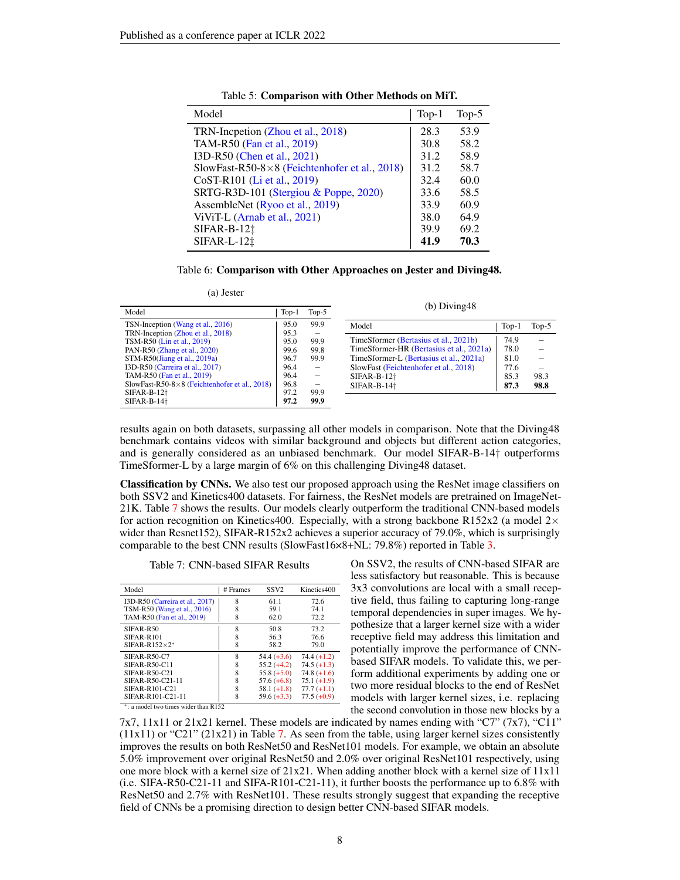Table 5: **Comparison with Other Methods on MiT.**

| Model | Top-1 | Top-5 |
|---|---|---|
| TRN-Incpetion (Zhou et al., 2018) | 28.3 | 53.9 |
| TAM-R50 (Fan et al., 2019) | 30.8 | 58.2 |
| I3D-R50 (Chen et al., 2021) | 31.2 | 58.9 |
| SlowFast-R50-8×8 (Feichtenhofer et al., 2018) | 31.2 | 58.7 |
| CoST-R101 (Li et al., 2019) | 32.4 | 60.0 |
| SRTG-R3D-101 (Stergiou & Poppe, 2020) | 33.6 | 58.5 |
| AssembleNet (Ryoo et al., 2019) | 33.9 | 60.9 |
| ViViT-L (Arnab et al., 2021) | 38.0 | 64.9 |
| SIFAR-B-12‡ | 39.9 | 69.2 |
| SIFAR-L-12‡ | **41.9** | **70.3** |

Table 6: **Comparison with Other Approaches on Jester and Diving48.**

(a) Jester

| Model | Top-1 | Top-5 |
|---|---|---|
| TSN-Inception (Wang et al., 2016) | 95.0 | 99.9 |
| TRN-Inception (Zhou et al., 2018) | 95.3 | – |
| TSM-R50 (Lin et al., 2019) | 95.0 | 99.9 |
| PAN-R50 (Zhang et al., 2020) | 99.6 | 99.8 |
| STM-R50(Jiang et al., 2019a) | 96.7 | 99.9 |
| I3D-R50 (Carreira et al., 2017) | 96.4 | – |
| TAM-R50 (Fan et al., 2019) | 96.4 | – |
| SlowFast-R50-8×8 (Feichtenhofer et al., 2018) | 96.8 | – |
| SIFAR-B-12† | 97.2 | 99.9 |
| SIFAR-B-14† | **97.2** | **99.9** |

(b) Diving48

| Model | Top-1 | Top-5 |
|---|---|---|
| TimeSformer (Bertasius et al., 2021b) | 74.9 | – |
| TimeSformer-HR (Bertasius et al., 2021a) | 78.0 | – |
| TimeSformer-L (Bertasius et al., 2021a) | 81.0 | – |
| SlowFast (Feichtenhofer et al., 2018) | 77.6 | – |
| SIFAR-B-12† | 85.3 | 98.3 |
| SIFAR-B-14† | **87.3** | **98.8** |

results again on both datasets, surpassing all other models in comparison. Note that the Diving48 benchmark contains videos with similar background and objects but different action categories, and is generally considered as an unbiased benchmark. Our model SIFAR-B-14† outperforms TimeSformer-L by a large margin of 6% on this challenging Diving48 dataset.

**Classification by CNNs.** We also test our proposed approach using the ResNet image classifiers on both SSV2 and Kinetics400 datasets. For fairness, the ResNet models are pretrained on ImageNet-21K. Table 7 shows the results. Our models clearly outperform the traditional CNN-based models for action recognition on Kinetics400. Especially, with a strong backbone R152x2 (a model 2× wider than Resnet152), SIFAR-R152x2 achieves a superior accuracy of 79.0%, which is surprisingly comparable to the best CNN results (SlowFast16×8+NL: 79.8%) reported in Table 3.

Table 7: CNN-based SIFAR Results

| Model | # Frames | SSV2 | Kinetics400 |
|---|---|---|---|
| I3D-R50 (Carreira et al., 2017) | 8 | 61.1 | 72.6 |
| TSM-R50 (Wang et al., 2016) | 8 | 59.1 | 74.1 |
| TAM-R50 (Fan et al., 2019) | 8 | 62.0 | 72.2 |
| SIFAR-R50 | 8 | 50.8 | 73.2 |
| SIFAR-R101 | 8 | 56.3 | 76.6 |
| SIFAR-R152×2* | 8 | 58.2 | 79.0 |
| SIFAR-R50-C7 | 8 | 54.4 (+3.6) | 74.4 (+1.2) |
| SIFAR-R50-C11 | 8 | 55.2 (+4.2) | 74.5 (+1.3) |
| SIFAR-R50-C21 | 8 | 55.8 (+5.0) | 74.8 (+1.6) |
| SIFAR-R50-C21-11 | 8 | 57.6 (+6.8) | 75.1 (+1.9) |
| SIFAR-R101-C21 | 8 | 58.1 (+1.8) | 77.7 (+1.1) |
| SIFAR-R101-C21-11 | 8 | 59.6 (+3.3) | 77.5 (+0.9) |

*: a model two times wider than R152

On SSV2, the results of CNN-based SIFAR are less satisfactory but reasonable. This is because 3x3 convolutions are local with a small receptive field, thus failing to capturing long-range temporal dependencies in super images. We hypothesize that a larger kernel size with a wider receptive field may address this limitation and potentially improve the performance of CNN-based SIFAR models. To validate this, we perform additional experiments by adding one or two more residual blocks to the end of ResNet models with larger kernel sizes, i.e. replacing the second convolution in those new blocks by a 7x7, 11x11 or 21x21 kernel. These models are indicated by names ending with "C7" (7x7), "C11" (11x11) or "C21" (21x21) in Table 7. As seen from the table, using larger kernel sizes consistently improves the results on both ResNet50 and ResNet101 models. For example, we obtain an absolute 5.0% improvement over original ResNet50 and 2.0% over original ResNet101 respectively, using one more block with a kernel size of 21x21. When adding another block with a kernel size of 11x11 (i.e. SIFA-R50-C21-11 and SIFA-R101-C21-11), it further boosts the performance up to 6.8% with ResNet50 and 2.7% with ResNet101. These results strongly suggest that expanding the receptive field of CNNs be a promising direction to design better CNN-based SIFAR models.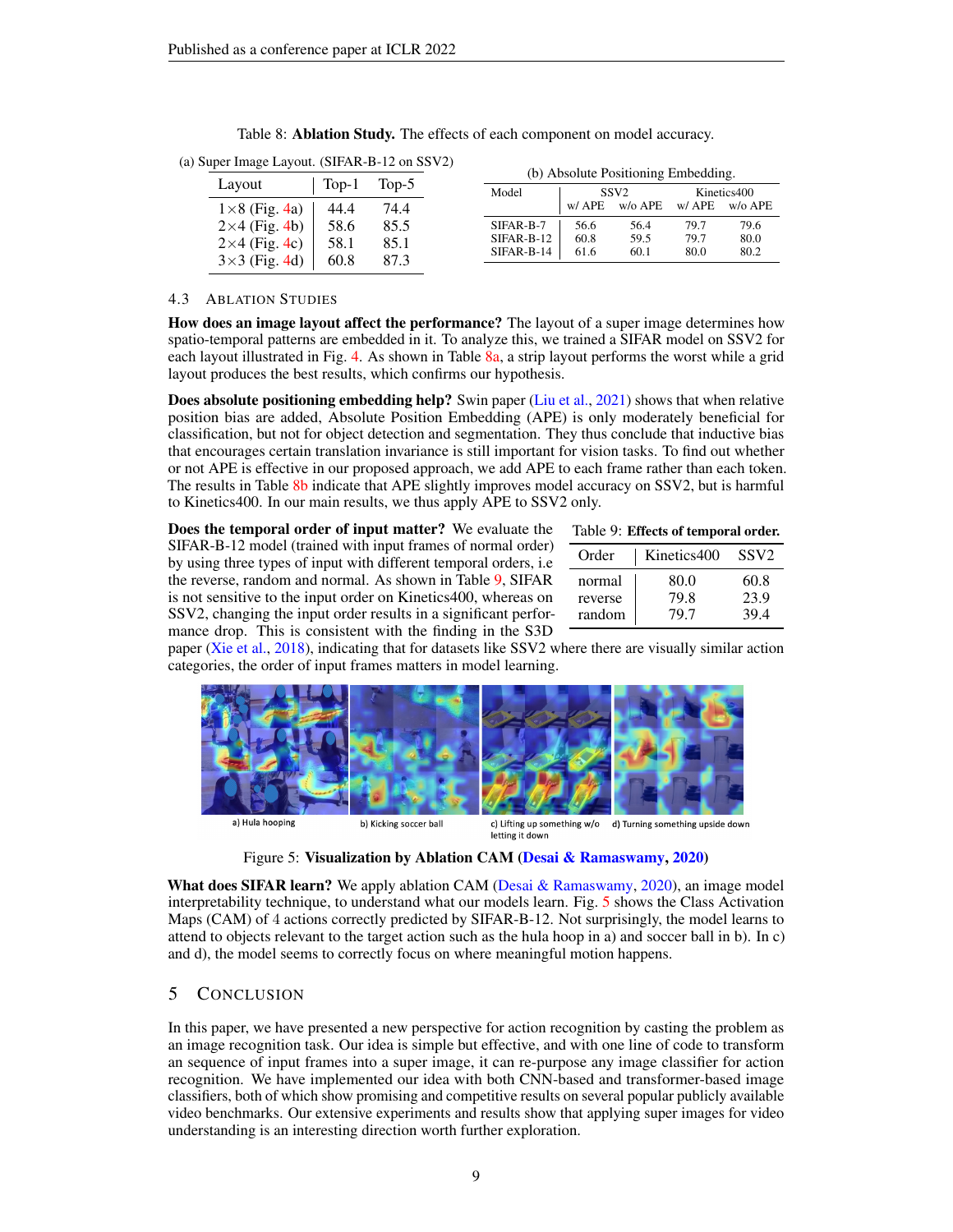Table 8: **Ablation Study.** The effects of each component on model accuracy.

(a) Super Image Layout. (SIFAR-B-12 on SSV2)

| Layout | Top-1 | Top-5 |
|---|---|---|
| 1×8 (Fig. 4a) | 44.4 | 74.4 |
| 2×4 (Fig. 4b) | 58.6 | 85.5 |
| 2×4 (Fig. 4c) | 58.1 | 85.1 |
| 3×3 (Fig. 4d) | 60.8 | 87.3 |

(b) Absolute Positioning Embedding.

| Model | SSV2 | | Kinetics400 | |
|---|---|---|---|---|
| | w/ APE | w/o APE | w/ APE | w/o APE |
| SIFAR-B-7 | 56.6 | 56.4 | 79.7 | 79.6 |
| SIFAR-B-12 | 60.8 | 59.5 | 79.7 | 80.0 |
| SIFAR-B-14 | 61.6 | 60.1 | 80.0 | 80.2 |

### 4.3 Ablation Studies

**How does an image layout affect the performance?** The layout of a super image determines how spatio-temporal patterns are embedded in it. To analyze this, we trained a SIFAR model on SSV2 for each layout illustrated in Fig. 4. As shown in Table 8a, a strip layout performs the worst while a grid layout produces the best results, which confirms our hypothesis.

**Does absolute positioning embedding help?** Swin paper (Liu et al., 2021) shows that when relative position bias are added, Absolute Position Embedding (APE) is only moderately beneficial for classification, but not for object detection and segmentation. They thus conclude that inductive bias that encourages certain translation invariance is still important for vision tasks. To find out whether or not APE is effective in our proposed approach, we add APE to each frame rather than each token. The results in Table 8b indicate that APE slightly improves model accuracy on SSV2, but is harmful to Kinetics400. In our main results, we thus apply APE to SSV2 only.

**Does the temporal order of input matter?** We evaluate the SIFAR-B-12 model (trained with input frames of normal order) by using three types of input with different temporal orders, i.e the reverse, random and normal. As shown in Table 9, SIFAR is not sensitive to the input order on Kinetics400, whereas on SSV2, changing the input order results in a significant performance drop. This is consistent with the finding in the S3D paper (Xie et al., 2018), indicating that for datasets like SSV2 where there are visually similar action categories, the order of input frames matters in model learning.

Table 9: **Effects of temporal order.**

| Order | Kinetics400 | SSV2 |
|---|---|---|
| normal | 80.0 | 60.8 |
| reverse | 79.8 | 23.9 |
| random | 79.7 | 39.4 |

a) Hula hooping  b) Kicking soccer ball  c) Lifting up something w/o letting it down  d) Turning something upside down

Figure 5: **Visualization by Ablation CAM (Desai & Ramaswamy, 2020)**

**What does SIFAR learn?** We apply ablation CAM (Desai & Ramaswamy, 2020), an image model interpretability technique, to understand what our models learn. Fig. 5 shows the Class Activation Maps (CAM) of 4 actions correctly predicted by SIFAR-B-12. Not surprisingly, the model learns to attend to objects relevant to the target action such as the hula hoop in a) and soccer ball in b). In c) and d), the model seems to correctly focus on where meaningful motion happens.

## 5 Conclusion

In this paper, we have presented a new perspective for action recognition by casting the problem as an image recognition task. Our idea is simple but effective, and with one line of code to transform an sequence of input frames into a super image, it can re-purpose any image classifier for action recognition. We have implemented our idea with both CNN-based and transformer-based image classifiers, both of which show promising and competitive results on several popular publicly available video benchmarks. Our extensive experiments and results show that applying super images for video understanding is an interesting direction worth further exploration.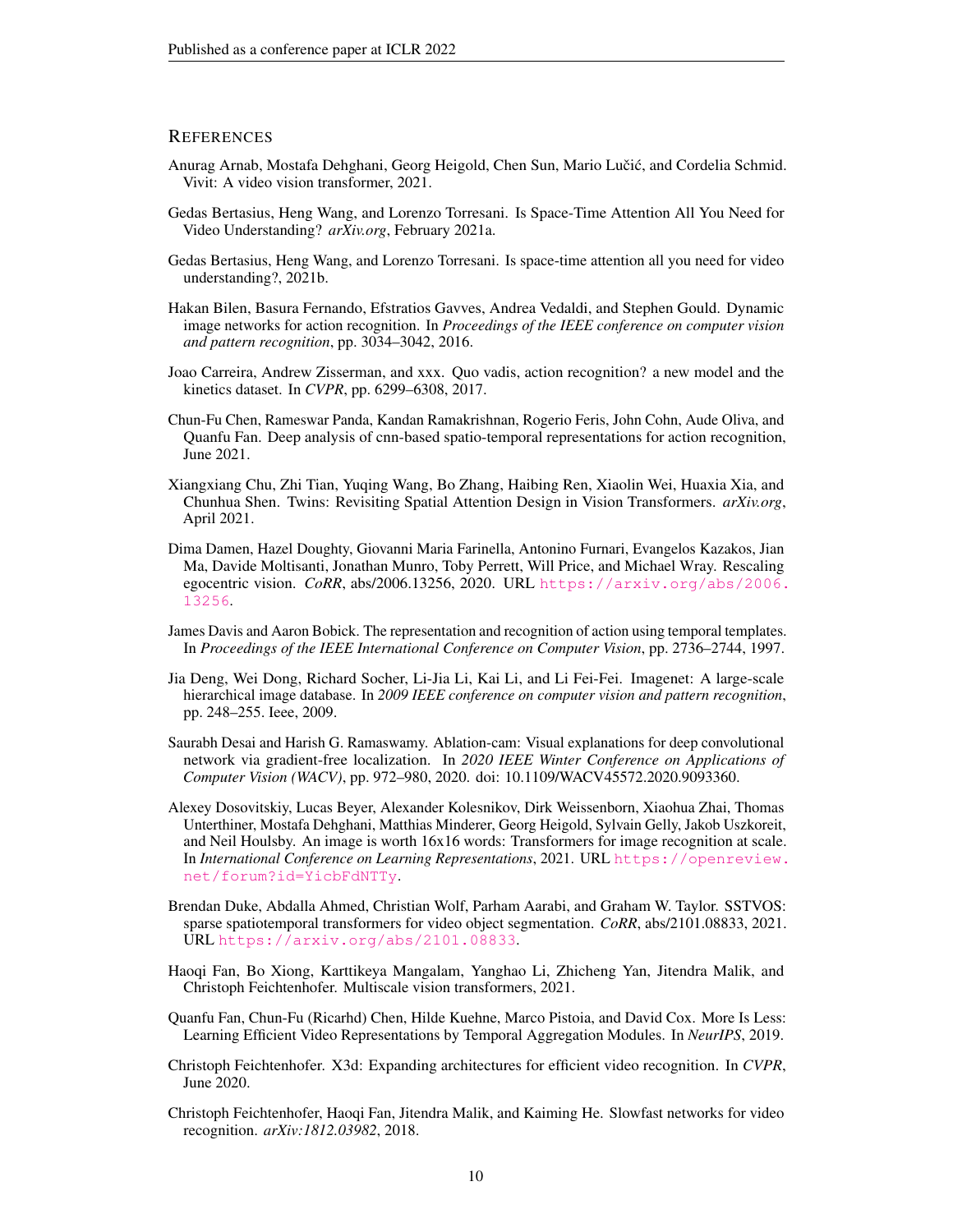# References

Anurag Arnab, Mostafa Dehghani, Georg Heigold, Chen Sun, Mario Lučić, and Cordelia Schmid. Vivit: A video vision transformer, 2021.

Gedas Bertasius, Heng Wang, and Lorenzo Torresani. Is Space-Time Attention All You Need for Video Understanding? *arXiv.org*, February 2021a.

Gedas Bertasius, Heng Wang, and Lorenzo Torresani. Is space-time attention all you need for video understanding?, 2021b.

Hakan Bilen, Basura Fernando, Efstratios Gavves, Andrea Vedaldi, and Stephen Gould. Dynamic image networks for action recognition. In *Proceedings of the IEEE conference on computer vision and pattern recognition*, pp. 3034–3042, 2016.

Joao Carreira, Andrew Zisserman, and xxx. Quo vadis, action recognition? a new model and the kinetics dataset. In *CVPR*, pp. 6299–6308, 2017.

Chun-Fu Chen, Rameswar Panda, Kandan Ramakrishnan, Rogerio Feris, John Cohn, Aude Oliva, and Quanfu Fan. Deep analysis of cnn-based spatio-temporal representations for action recognition, June 2021.

Xiangxiang Chu, Zhi Tian, Yuqing Wang, Bo Zhang, Haibing Ren, Xiaolin Wei, Huaxia Xia, and Chunhua Shen. Twins: Revisiting Spatial Attention Design in Vision Transformers. *arXiv.org*, April 2021.

Dima Damen, Hazel Doughty, Giovanni Maria Farinella, Antonino Furnari, Evangelos Kazakos, Jian Ma, Davide Moltisanti, Jonathan Munro, Toby Perrett, Will Price, and Michael Wray. Rescaling egocentric vision. *CoRR*, abs/2006.13256, 2020. URL https://arxiv.org/abs/2006.13256.

James Davis and Aaron Bobick. The representation and recognition of action using temporal templates. In *Proceedings of the IEEE International Conference on Computer Vision*, pp. 2736–2744, 1997.

Jia Deng, Wei Dong, Richard Socher, Li-Jia Li, Kai Li, and Li Fei-Fei. Imagenet: A large-scale hierarchical image database. In *2009 IEEE conference on computer vision and pattern recognition*, pp. 248–255. Ieee, 2009.

Saurabh Desai and Harish G. Ramaswamy. Ablation-cam: Visual explanations for deep convolutional network via gradient-free localization. In *2020 IEEE Winter Conference on Applications of Computer Vision (WACV)*, pp. 972–980, 2020. doi: 10.1109/WACV45572.2020.9093360.

Alexey Dosovitskiy, Lucas Beyer, Alexander Kolesnikov, Dirk Weissenborn, Xiaohua Zhai, Thomas Unterthiner, Mostafa Dehghani, Matthias Minderer, Georg Heigold, Sylvain Gelly, Jakob Uszkoreit, and Neil Houlsby. An image is worth 16x16 words: Transformers for image recognition at scale. In *International Conference on Learning Representations*, 2021. URL https://openreview.net/forum?id=YicbFdNTTy.

Brendan Duke, Abdalla Ahmed, Christian Wolf, Parham Aarabi, and Graham W. Taylor. SSTVOS: sparse spatiotemporal transformers for video object segmentation. *CoRR*, abs/2101.08833, 2021. URL https://arxiv.org/abs/2101.08833.

Haoqi Fan, Bo Xiong, Karttikeya Mangalam, Yanghao Li, Zhicheng Yan, Jitendra Malik, and Christoph Feichtenhofer. Multiscale vision transformers, 2021.

Quanfu Fan, Chun-Fu (Ricarhd) Chen, Hilde Kuehne, Marco Pistoia, and David Cox. More Is Less: Learning Efficient Video Representations by Temporal Aggregation Modules. In *NeurIPS*, 2019.

Christoph Feichtenhofer. X3d: Expanding architectures for efficient video recognition. In *CVPR*, June 2020.

Christoph Feichtenhofer, Haoqi Fan, Jitendra Malik, and Kaiming He. Slowfast networks for video recognition. *arXiv:1812.03982*, 2018.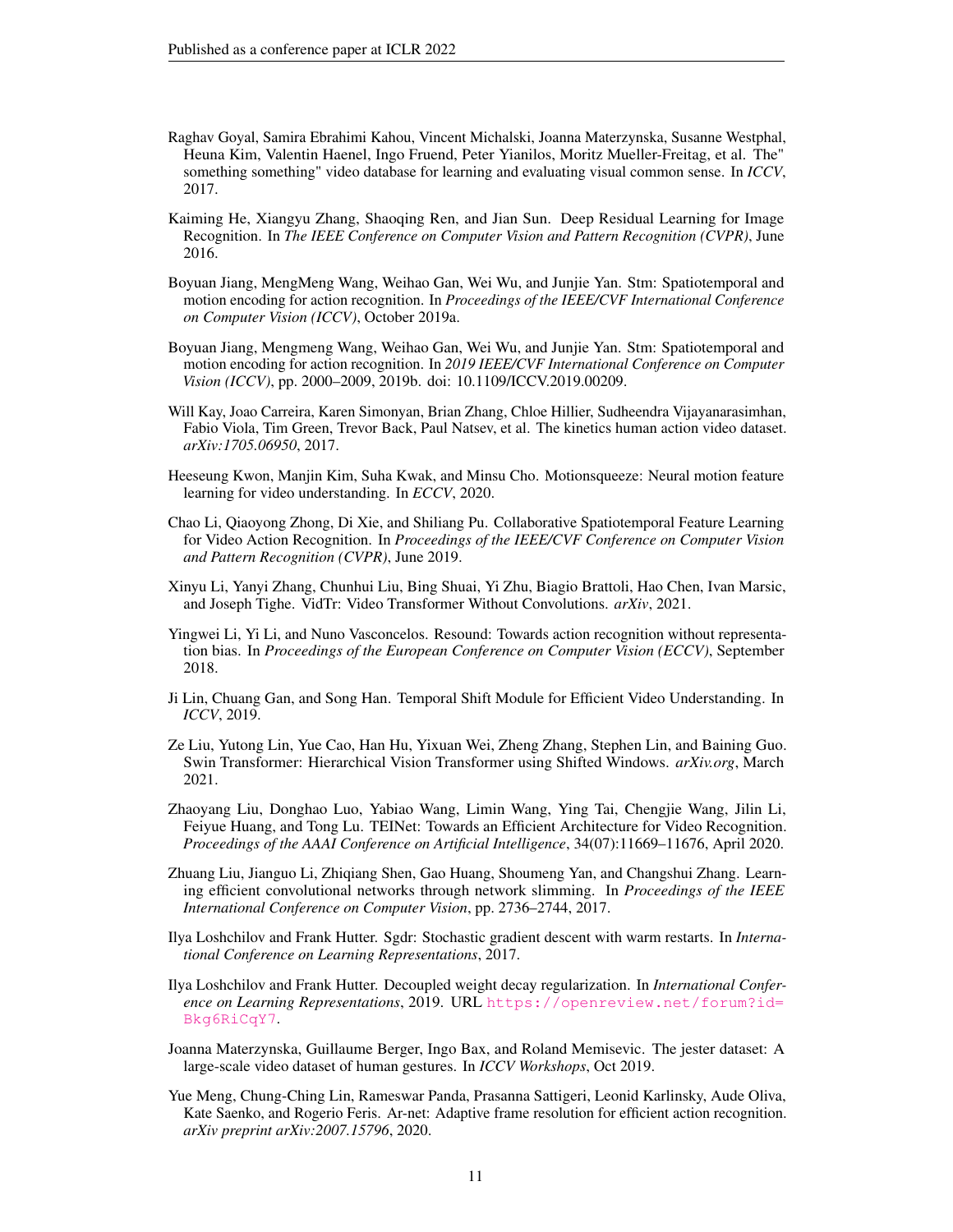Raghav Goyal, Samira Ebrahimi Kahou, Vincent Michalski, Joanna Materzynska, Susanne Westphal, Heuna Kim, Valentin Haenel, Ingo Fruend, Peter Yianilos, Moritz Mueller-Freitag, et al. The" something something" video database for learning and evaluating visual common sense. In *ICCV*, 2017.

Kaiming He, Xiangyu Zhang, Shaoqing Ren, and Jian Sun. Deep Residual Learning for Image Recognition. In *The IEEE Conference on Computer Vision and Pattern Recognition (CVPR)*, June 2016.

Boyuan Jiang, MengMeng Wang, Weihao Gan, Wei Wu, and Junjie Yan. Stm: Spatiotemporal and motion encoding for action recognition. In *Proceedings of the IEEE/CVF International Conference on Computer Vision (ICCV)*, October 2019a.

Boyuan Jiang, Mengmeng Wang, Weihao Gan, Wei Wu, and Junjie Yan. Stm: Spatiotemporal and motion encoding for action recognition. In *2019 IEEE/CVF International Conference on Computer Vision (ICCV)*, pp. 2000–2009, 2019b. doi: 10.1109/ICCV.2019.00209.

Will Kay, Joao Carreira, Karen Simonyan, Brian Zhang, Chloe Hillier, Sudheendra Vijayanarasimhan, Fabio Viola, Tim Green, Trevor Back, Paul Natsev, et al. The kinetics human action video dataset. *arXiv:1705.06950*, 2017.

Heeseung Kwon, Manjin Kim, Suha Kwak, and Minsu Cho. Motionsqueeze: Neural motion feature learning for video understanding. In *ECCV*, 2020.

Chao Li, Qiaoyong Zhong, Di Xie, and Shiliang Pu. Collaborative Spatiotemporal Feature Learning for Video Action Recognition. In *Proceedings of the IEEE/CVF Conference on Computer Vision and Pattern Recognition (CVPR)*, June 2019.

Xinyu Li, Yanyi Zhang, Chunhui Liu, Bing Shuai, Yi Zhu, Biagio Brattoli, Hao Chen, Ivan Marsic, and Joseph Tighe. VidTr: Video Transformer Without Convolutions. *arXiv*, 2021.

Yingwei Li, Yi Li, and Nuno Vasconcelos. Resound: Towards action recognition without representation bias. In *Proceedings of the European Conference on Computer Vision (ECCV)*, September 2018.

Ji Lin, Chuang Gan, and Song Han. Temporal Shift Module for Efficient Video Understanding. In *ICCV*, 2019.

Ze Liu, Yutong Lin, Yue Cao, Han Hu, Yixuan Wei, Zheng Zhang, Stephen Lin, and Baining Guo. Swin Transformer: Hierarchical Vision Transformer using Shifted Windows. *arXiv.org*, March 2021.

Zhaoyang Liu, Donghao Luo, Yabiao Wang, Limin Wang, Ying Tai, Chengjie Wang, Jilin Li, Feiyue Huang, and Tong Lu. TEINet: Towards an Efficient Architecture for Video Recognition. *Proceedings of the AAAI Conference on Artificial Intelligence*, 34(07):11669–11676, April 2020.

Zhuang Liu, Jianguo Li, Zhiqiang Shen, Gao Huang, Shoumeng Yan, and Changshui Zhang. Learning efficient convolutional networks through network slimming. In *Proceedings of the IEEE International Conference on Computer Vision*, pp. 2736–2744, 2017.

Ilya Loshchilov and Frank Hutter. Sgdr: Stochastic gradient descent with warm restarts. In *International Conference on Learning Representations*, 2017.

Ilya Loshchilov and Frank Hutter. Decoupled weight decay regularization. In *International Conference on Learning Representations*, 2019. URL https://openreview.net/forum?id=Bkg6RiCqY7.

Joanna Materzynska, Guillaume Berger, Ingo Bax, and Roland Memisevic. The jester dataset: A large-scale video dataset of human gestures. In *ICCV Workshops*, Oct 2019.

Yue Meng, Chung-Ching Lin, Rameswar Panda, Prasanna Sattigeri, Leonid Karlinsky, Aude Oliva, Kate Saenko, and Rogerio Feris. Ar-net: Adaptive frame resolution for efficient action recognition. *arXiv preprint arXiv:2007.15796*, 2020.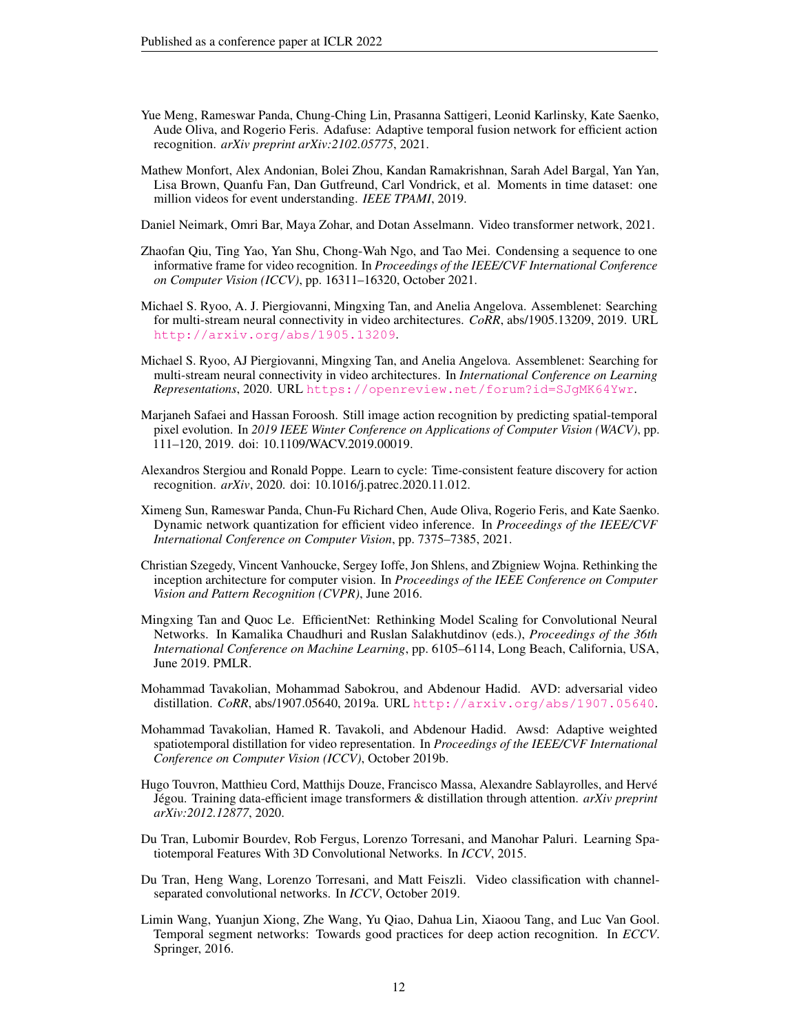Yue Meng, Rameswar Panda, Chung-Ching Lin, Prasanna Sattigeri, Leonid Karlinsky, Kate Saenko, Aude Oliva, and Rogerio Feris. Adafuse: Adaptive temporal fusion network for efficient action recognition. *arXiv preprint arXiv:2102.05775*, 2021.

Mathew Monfort, Alex Andonian, Bolei Zhou, Kandan Ramakrishnan, Sarah Adel Bargal, Yan Yan, Lisa Brown, Quanfu Fan, Dan Gutfreund, Carl Vondrick, et al. Moments in time dataset: one million videos for event understanding. *IEEE TPAMI*, 2019.

Daniel Neimark, Omri Bar, Maya Zohar, and Dotan Asselmann. Video transformer network, 2021.

Zhaofan Qiu, Ting Yao, Yan Shu, Chong-Wah Ngo, and Tao Mei. Condensing a sequence to one informative frame for video recognition. In *Proceedings of the IEEE/CVF International Conference on Computer Vision (ICCV)*, pp. 16311–16320, October 2021.

Michael S. Ryoo, A. J. Piergiovanni, Mingxing Tan, and Anelia Angelova. Assemblenet: Searching for multi-stream neural connectivity in video architectures. *CoRR*, abs/1905.13209, 2019. URL http://arxiv.org/abs/1905.13209.

Michael S. Ryoo, AJ Piergiovanni, Mingxing Tan, and Anelia Angelova. Assemblenet: Searching for multi-stream neural connectivity in video architectures. In *International Conference on Learning Representations*, 2020. URL https://openreview.net/forum?id=SJgMK64Ywr.

Marjaneh Safaei and Hassan Foroosh. Still image action recognition by predicting spatial-temporal pixel evolution. In *2019 IEEE Winter Conference on Applications of Computer Vision (WACV)*, pp. 111–120, 2019. doi: 10.1109/WACV.2019.00019.

Alexandros Stergiou and Ronald Poppe. Learn to cycle: Time-consistent feature discovery for action recognition. *arXiv*, 2020. doi: 10.1016/j.patrec.2020.11.012.

Ximeng Sun, Rameswar Panda, Chun-Fu Richard Chen, Aude Oliva, Rogerio Feris, and Kate Saenko. Dynamic network quantization for efficient video inference. In *Proceedings of the IEEE/CVF International Conference on Computer Vision*, pp. 7375–7385, 2021.

Christian Szegedy, Vincent Vanhoucke, Sergey Ioffe, Jon Shlens, and Zbigniew Wojna. Rethinking the inception architecture for computer vision. In *Proceedings of the IEEE Conference on Computer Vision and Pattern Recognition (CVPR)*, June 2016.

Mingxing Tan and Quoc Le. EfficientNet: Rethinking Model Scaling for Convolutional Neural Networks. In Kamalika Chaudhuri and Ruslan Salakhutdinov (eds.), *Proceedings of the 36th International Conference on Machine Learning*, pp. 6105–6114, Long Beach, California, USA, June 2019. PMLR.

Mohammad Tavakolian, Mohammad Sabokrou, and Abdenour Hadid. AVD: adversarial video distillation. *CoRR*, abs/1907.05640, 2019a. URL http://arxiv.org/abs/1907.05640.

Mohammad Tavakolian, Hamed R. Tavakoli, and Abdenour Hadid. Awsd: Adaptive weighted spatiotemporal distillation for video representation. In *Proceedings of the IEEE/CVF International Conference on Computer Vision (ICCV)*, October 2019b.

Hugo Touvron, Matthieu Cord, Matthijs Douze, Francisco Massa, Alexandre Sablayrolles, and Hervé Jégou. Training data-efficient image transformers & distillation through attention. *arXiv preprint arXiv:2012.12877*, 2020.

Du Tran, Lubomir Bourdev, Rob Fergus, Lorenzo Torresani, and Manohar Paluri. Learning Spatiotemporal Features With 3D Convolutional Networks. In *ICCV*, 2015.

Du Tran, Heng Wang, Lorenzo Torresani, and Matt Feiszli. Video classification with channel-separated convolutional networks. In *ICCV*, October 2019.

Limin Wang, Yuanjun Xiong, Zhe Wang, Yu Qiao, Dahua Lin, Xiaoou Tang, and Luc Van Gool. Temporal segment networks: Towards good practices for deep action recognition. In *ECCV*. Springer, 2016.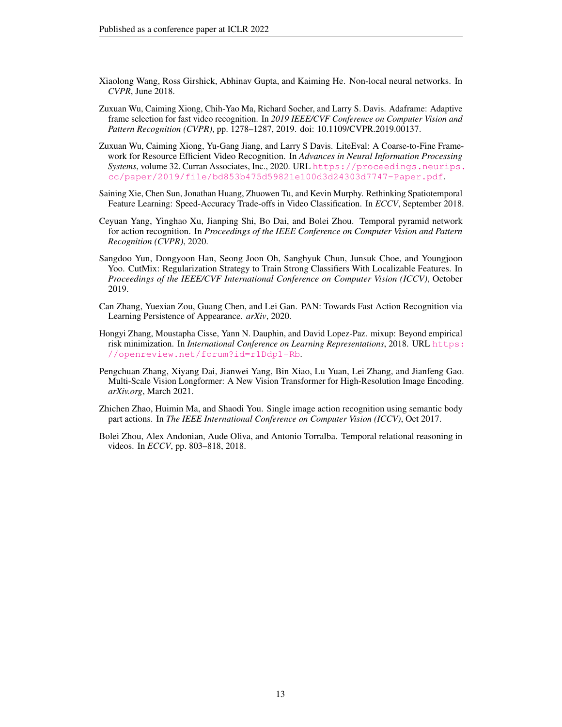Xiaolong Wang, Ross Girshick, Abhinav Gupta, and Kaiming He. Non-local neural networks. In *CVPR*, June 2018.

Zuxuan Wu, Caiming Xiong, Chih-Yao Ma, Richard Socher, and Larry S. Davis. Adaframe: Adaptive frame selection for fast video recognition. In *2019 IEEE/CVF Conference on Computer Vision and Pattern Recognition (CVPR)*, pp. 1278–1287, 2019. doi: 10.1109/CVPR.2019.00137.

Zuxuan Wu, Caiming Xiong, Yu-Gang Jiang, and Larry S Davis. LiteEval: A Coarse-to-Fine Framework for Resource Efficient Video Recognition. In *Advances in Neural Information Processing Systems*, volume 32. Curran Associates, Inc., 2020. URL https://proceedings.neurips.cc/paper/2019/file/bd853b475d59821e100d3d24303d7747-Paper.pdf.

Saining Xie, Chen Sun, Jonathan Huang, Zhuowen Tu, and Kevin Murphy. Rethinking Spatiotemporal Feature Learning: Speed-Accuracy Trade-offs in Video Classification. In *ECCV*, September 2018.

Ceyuan Yang, Yinghao Xu, Jianping Shi, Bo Dai, and Bolei Zhou. Temporal pyramid network for action recognition. In *Proceedings of the IEEE Conference on Computer Vision and Pattern Recognition (CVPR)*, 2020.

Sangdoo Yun, Dongyoon Han, Seong Joon Oh, Sanghyuk Chun, Junsuk Choe, and Youngjoon Yoo. CutMix: Regularization Strategy to Train Strong Classifiers With Localizable Features. In *Proceedings of the IEEE/CVF International Conference on Computer Vision (ICCV)*, October 2019.

Can Zhang, Yuexian Zou, Guang Chen, and Lei Gan. PAN: Towards Fast Action Recognition via Learning Persistence of Appearance. *arXiv*, 2020.

Hongyi Zhang, Moustapha Cisse, Yann N. Dauphin, and David Lopez-Paz. mixup: Beyond empirical risk minimization. In *International Conference on Learning Representations*, 2018. URL https://openreview.net/forum?id=r1Ddp1-Rb.

Pengchuan Zhang, Xiyang Dai, Jianwei Yang, Bin Xiao, Lu Yuan, Lei Zhang, and Jianfeng Gao. Multi-Scale Vision Longformer: A New Vision Transformer for High-Resolution Image Encoding. *arXiv.org*, March 2021.

Zhichen Zhao, Huimin Ma, and Shaodi You. Single image action recognition using semantic body part actions. In *The IEEE International Conference on Computer Vision (ICCV)*, Oct 2017.

Bolei Zhou, Alex Andonian, Aude Oliva, and Antonio Torralba. Temporal relational reasoning in videos. In *ECCV*, pp. 803–818, 2018.